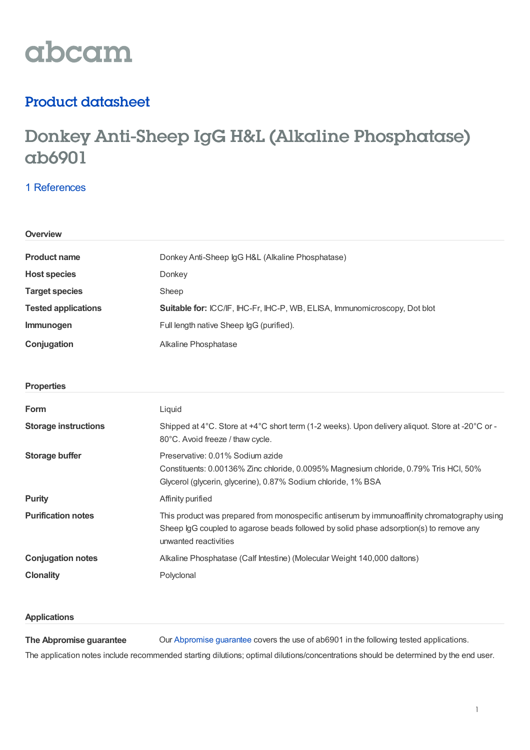abcam

## Product datasheet

# Donkey Anti-Sheep IgG H&L (Alkaline Phosphatase) ab6901

1 References

### Overview

| | |
|---|---|
| **Product name** | Donkey Anti-Sheep IgG H&L (Alkaline Phosphatase) |
| **Host species** | Donkey |
| **Target species** | Sheep |
| **Tested applications** | **Suitable for:** ICC/IF, IHC-Fr, IHC-P, WB, ELISA, Immunomicroscopy, Dot blot |
| **Immunogen** | Full length native Sheep IgG (purified). |
| **Conjugation** | Alkaline Phosphatase |

### Properties

| | |
|---|---|
| **Form** | Liquid |
| **Storage instructions** | Shipped at 4°C. Store at +4°C short term (1-2 weeks). Upon delivery aliquot. Store at -20°C or -80°C. Avoid freeze / thaw cycle. |
| **Storage buffer** | Preservative: 0.01% Sodium azide<br>Constituents: 0.00136% Zinc chloride, 0.0095% Magnesium chloride, 0.79% Tris HCl, 50% Glycerol (glycerin, glycerine), 0.87% Sodium chloride, 1% BSA |
| **Purity** | Affinity purified |
| **Purification notes** | This product was prepared from monospecific antiserum by immunoaffinity chromatography using Sheep IgG coupled to agarose beads followed by solid phase adsorption(s) to remove any unwanted reactivities |
| **Conjugation notes** | Alkaline Phosphatase (Calf Intestine) (Molecular Weight 140,000 daltons) |
| **Clonality** | Polyclonal |

### Applications

**The Abpromise guarantee** Our Abpromise guarantee covers the use of ab6901 in the following tested applications.

The application notes include recommended starting dilutions; optimal dilutions/concentrations should be determined by the end user.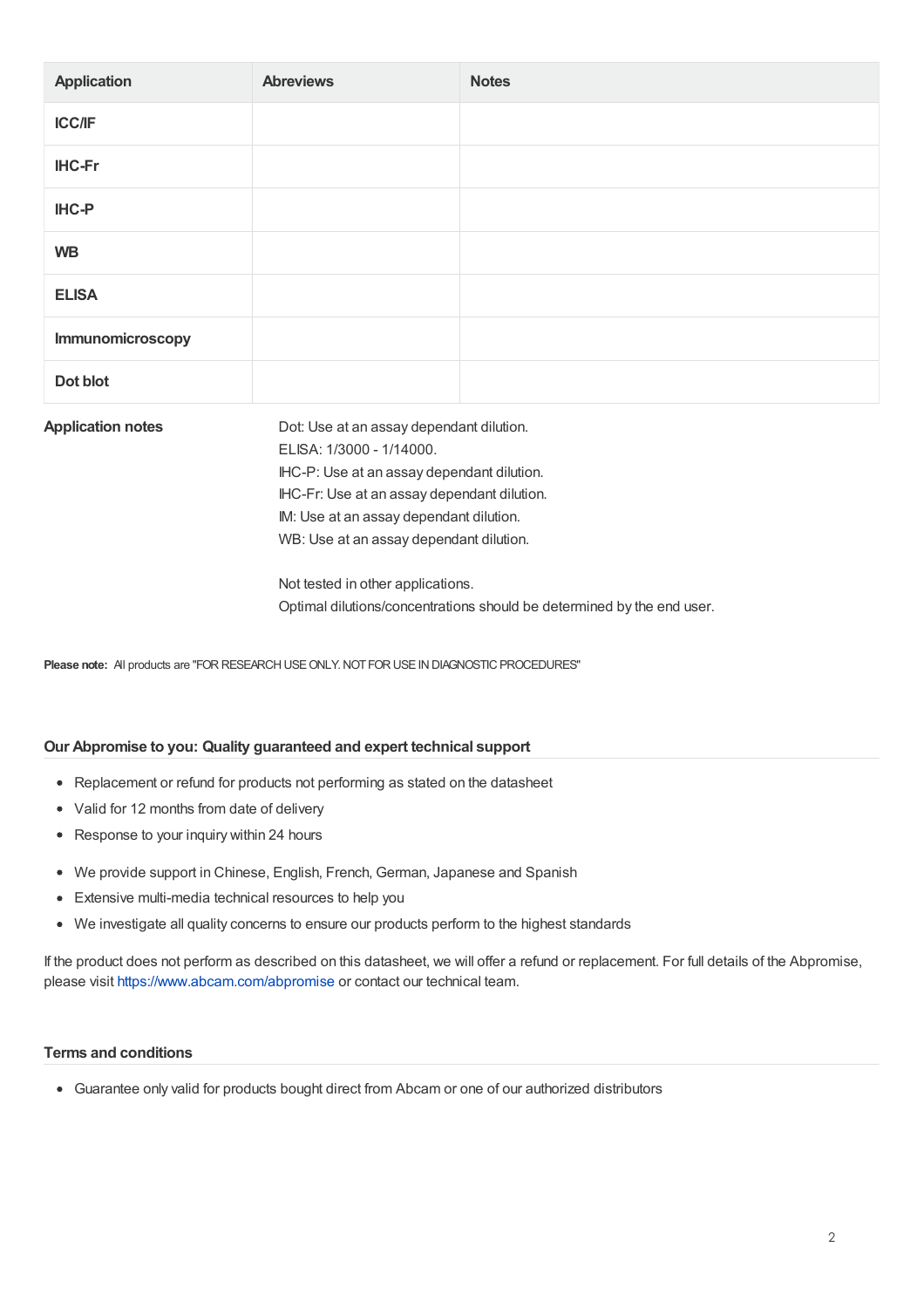| Application | Abreviews | Notes |
|---|---|---|
| **ICC/IF** | | |
| **IHC-Fr** | | |
| **IHC-P** | | |
| **WB** | | |
| **ELISA** | | |
| **Immunomicroscopy** | | |
| **Dot blot** | | |

**Application notes**

Dot: Use at an assay dependant dilution.
ELISA: 1/3000 - 1/14000.
IHC-P: Use at an assay dependant dilution.
IHC-Fr: Use at an assay dependant dilution.
IM: Use at an assay dependant dilution.
WB: Use at an assay dependant dilution.

Not tested in other applications.
Optimal dilutions/concentrations should be determined by the end user.

**Please note:** All products are "FOR RESEARCH USE ONLY. NOT FOR USE IN DIAGNOSTIC PROCEDURES"

### Our Abpromise to you: Quality guaranteed and expert technical support

- Replacement or refund for products not performing as stated on the datasheet
- Valid for 12 months from date of delivery
- Response to your inquiry within 24 hours

- We provide support in Chinese, English, French, German, Japanese and Spanish
- Extensive multi-media technical resources to help you
- We investigate all quality concerns to ensure our products perform to the highest standards

If the product does not perform as described on this datasheet, we will offer a refund or replacement. For full details of the Abpromise, please visit https://www.abcam.com/abpromise or contact our technical team.

### Terms and conditions

- Guarantee only valid for products bought direct from Abcam or one of our authorized distributors